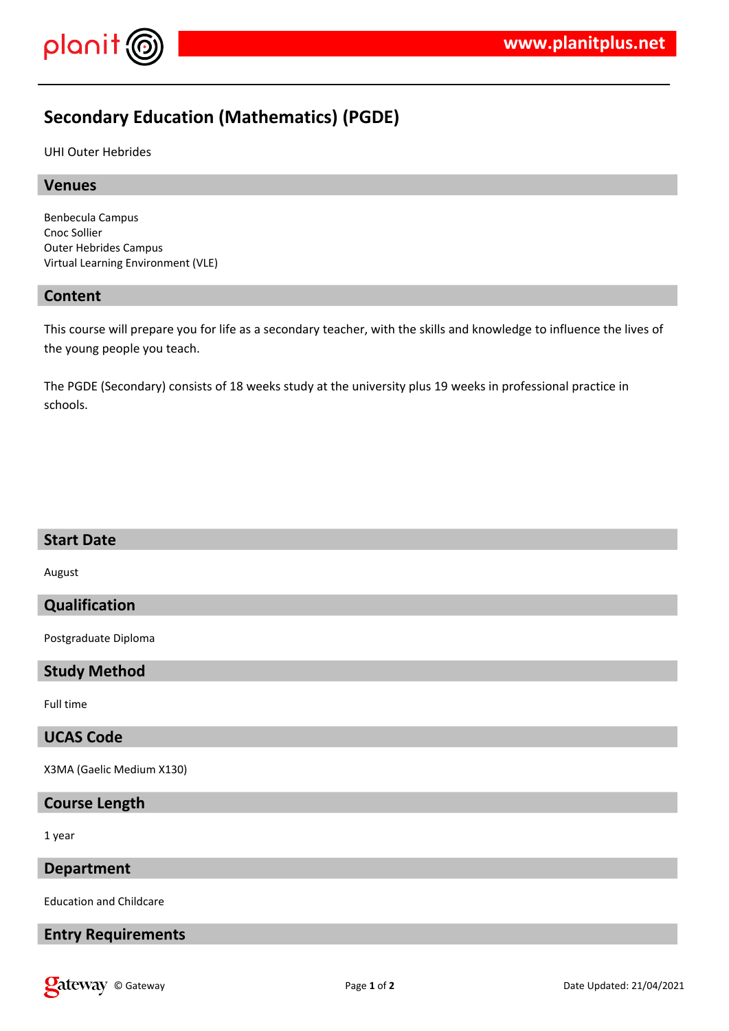# Secondary Education (Mathematics) (PGDE)

UHI Outer Hebrides

## Venues

Benbecula Campus
Cnoc Sollier
Outer Hebrides Campus
Virtual Learning Environment (VLE)

## Content

This course will prepare you for life as a secondary teacher, with the skills and knowledge to influence the lives of the young people you teach.

The PGDE (Secondary) consists of 18 weeks study at the university plus 19 weeks in professional practice in schools.

## Start Date

August

## Qualification

Postgraduate Diploma

## Study Method

Full time

## UCAS Code

X3MA (Gaelic Medium X130)

## Course Length

1 year

## Department

Education and Childcare

## Entry Requirements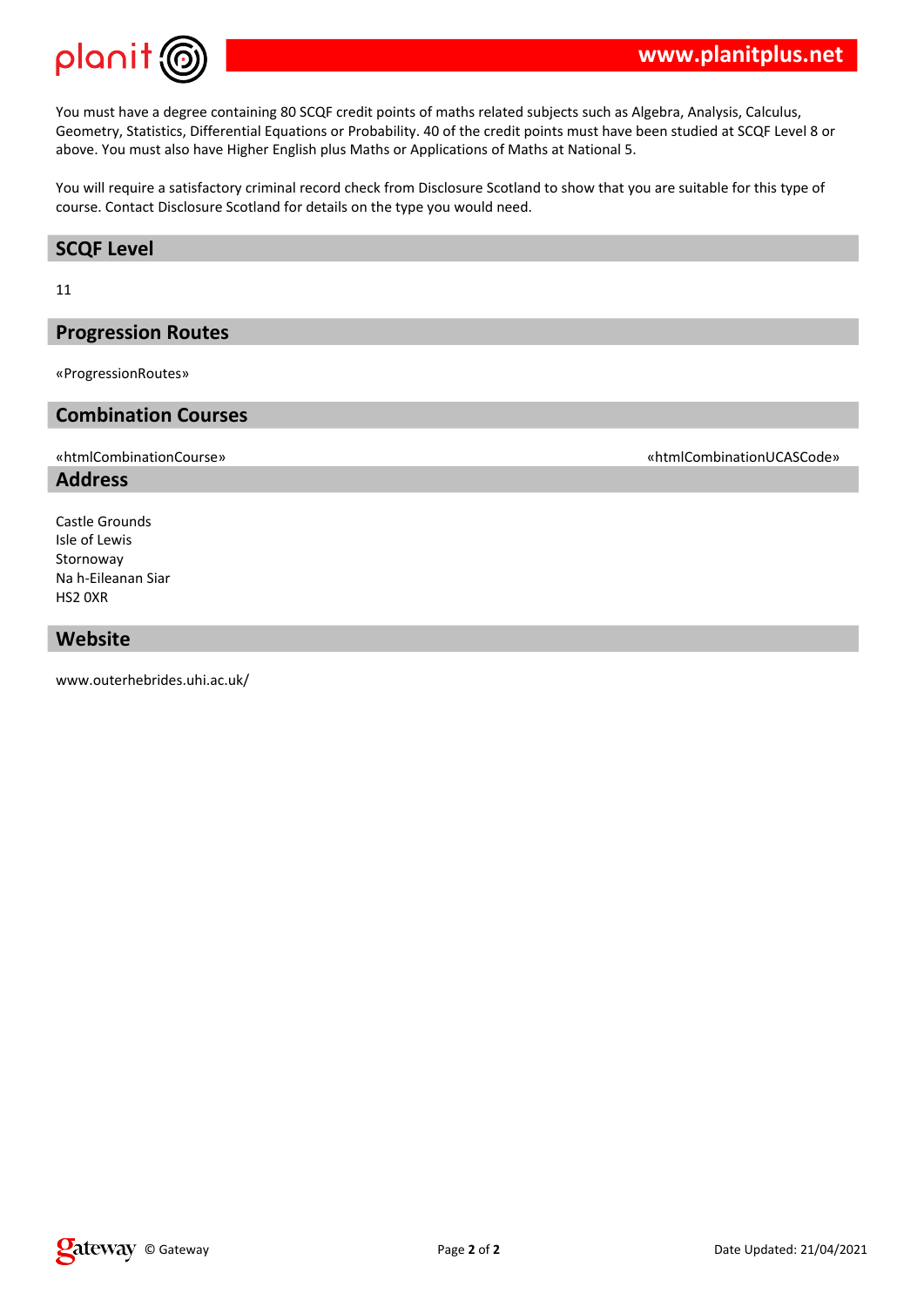You must have a degree containing 80 SCQF credit points of maths related subjects such as Algebra, Analysis, Calculus, Geometry, Statistics, Differential Equations or Probability. 40 of the credit points must have been studied at SCQF Level 8 or above. You must also have Higher English plus Maths or Applications of Maths at National 5.

You will require a satisfactory criminal record check from Disclosure Scotland to show that you are suitable for this type of course. Contact Disclosure Scotland for details on the type you would need.

## SCQF Level

11

## Progression Routes

«ProgressionRoutes»

## Combination Courses

«htmlCombinationCourse» «htmlCombinationUCASCode»

## Address

Castle Grounds
Isle of Lewis
Stornoway
Na h-Eileanan Siar
HS2 0XR

## Website

www.outerhebrides.uhi.ac.uk/